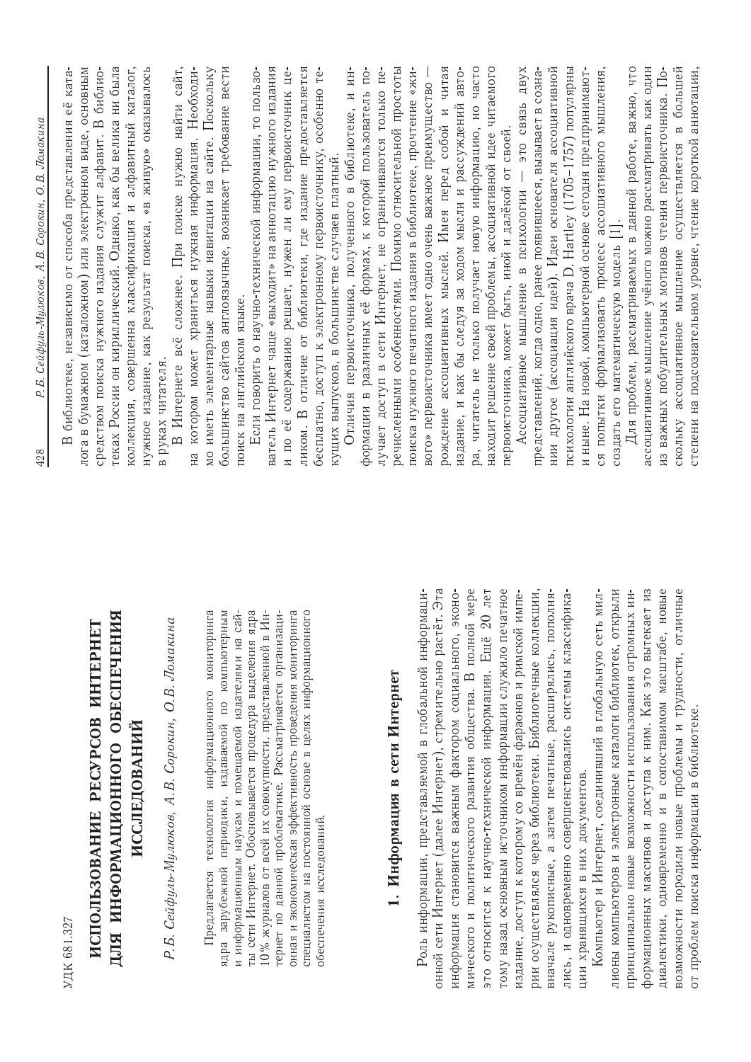УДК 681.327

# ИСПОЛЬЗОВАНИЕ РЕСУРСОВ ИНТЕРНЕТ ДЛЯ ИНФОРМАЦИОННОГО ОБЕСПЕЧЕНИЯ ИССЛЕДОВАНИЙ

*Р.Б. Сейфуль-Мулюков, А.В. Сорокин, О.В. Ломакина*

Предлагается технология информационного мониторинга ядра зарубежной периодики, издаваемой по компьютерным и информационным наукам и помещаемой издателями на сайты сети Интернет. Обосновывается процедура выделения ядра 10 % журналов от всей их совокупности, представленной в Интернет по данной проблематике. Рассматривается организационная и экономическая эффективность проведения мониторинга специалистом на постоянной основе в целях информационного обеспечения исследований.

## 1. Информация в сети Интернет

Роль информации, представляемой в глобальной информационной сети Интернет (далее Интернет), стремительно растёт. Эта информация становится важным фактором социального, экономического и политического развития общества. В полной мере это относится к научно-технической информации. Ещё 20 лет тому назад основным источником информации служило печатное издание, доступ к которому со времён фараонов и римской империи осуществлялся через библиотеки. Библиотечные коллекции, вначале рукописные, а затем печатные, расширялись, пополнялись, и одновременно совершенствовались системы классификации хранящихся в них документов.

Компьютер и Интернет, соединивший в глобальную сеть миллионы компьютеров и электронные каталоги библиотек, открыли принципиально новые возможности использования огромных информационных массивов и доступа к ним. Как это вытекает из диалектики, одновременно и в сопоставимом масштабе, новые возможности породили новые проблемы и трудности, отличные от проблем поиска информации в библиотеке.

В библиотеке, независимо от способа представления её каталога в бумажном (каталожном) или электронном виде, основным средством поиска нужного издания служит алфавит. В библиотеках России он кириллический. Однако, как бы велика ни была коллекция, совершенна классификация и алфавитный каталог, нужное издание, как результат поиска, «в живую» оказывалось в руках читателя.

В Интернете всё сложнее. При поиске нужно найти сайт, на котором может храниться нужная информация. Необходимо иметь элементарные навыки навигации на сайте. Поскольку большинство сайтов англоязычные, возникает требование вести поиск на английском языке.

Если говорить о научно-технической информации, то пользователь Интернет чаще «выходит» на аннотацию нужного издания и по её содержанию решает, нужен ли ему первоисточник целиком. В отличие от библиотеки, где издание предоставляется бесплатно, доступ к электронному первоисточнику, особенно текущих выпусков, в большинстве случаев платный.

Отличия первоисточника, полученного в библиотеке, и информации в различных её формах, к которой пользователь получает доступ в сети Интернет, не ограничиваются только перечисленными особенностями. Помимо относительной простоты поиска нужного печатного издания в библиотеке, прочтение «живого» первоисточника имеет одно очень важное преимущество — рождение ассоциативных мыслей. Имея перед собой и читая издание, и как бы следуя за ходом мысли и рассуждений автора, читатель не только получает новую информацию, но часто находит решение своей проблемы, ассоциативной идее читаемого первоисточника, может быть, иной и далёкой от своей.

Ассоциативное мышление в психологии — это связь двух представлений, когда одно, ранее появившееся, вызывает в сознании другое (ассоциация идей). Идеи основателя ассоциативной психологии английского врача D. Hartley (1705–1757) популярны и ныне. На новой, компьютерной основе сегодня предпринимаются попытки формализовать процесс ассоциативного мышления, создать его математическую модель [1].

Для проблем, рассматриваемых в данной работе, важно, что ассоциативное мышление учёного можно рассматривать как один из важных побудительных мотивов чтения первоисточника. Поскольку ассоциативное мышление осуществляется в большей степени на подсознательном уровне, чтение короткой аннотации,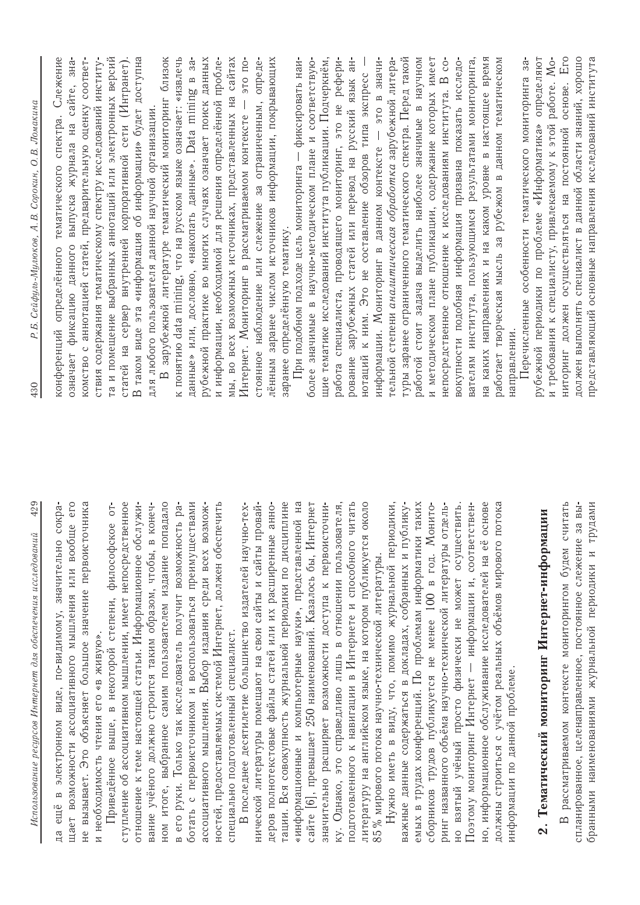да ещё в электронном виде, по-видимому, значительно сокращает возможности ассоциативного мышления или вообще его не вызывает. Это объясняет большое значение первоисточника и необходимость чтения его «в живую».

Приведённое выше, в некоторой степени, философское отступление об ассоциативном мышлении, имеет непосредственное отношение к теме настоящей статьи. Информационное обслуживание учёного должно строится таким образом, чтобы, в конечном итоге, выбранное самим пользователем издание попадало в его руки. Только так исследователь получит возможность работать с первоисточником и воспользоваться преимуществами ассоциативного мышления. Выбор издания среди всех возможностей, предоставляемых системой Интернет, должен обеспечить специально подготовленный специалист.

В последнее десятилетие большинство издателей научно-технической литературы помещают на свои сайты и сайты провайдеров полнотекстовые файлы статей или их расширенные аннотации. Вся совокупность журнальной периодики по дисциплине «информационные и компьютерные науки», представленной на сайте [6], превышает 250 наименований. Казалось бы, Интернет значительно расширяет возможности доступа к первоисточнику. Однако, это справедливо лишь в отношении пользователя, подготовленного к навигации в Интернете и способного читать литературу на английском языке, на котором публикуется около 85 % мирового потока научно-технической литературы.

Нужно иметь в виду, что, помимо журнальной периодики, важные данные содержаться в докладах, собранных и публикуемых в трудах конференций. По проблемам информатики таких сборников трудов публикуется не менее 100 в год. Мониторинг названного объёма научно-технической литературы отдельно взятый учёный просто физически не может осуществить. Поэтому мониторинг Интернет — информации и, соответственно, информационное обслуживание исследователей на её основе должны строиться с учётом реальных объёмов мирового потока информации по данной проблеме.

## 2. Тематический мониторинг Интернет-информации

В рассматриваемом контексте мониторингом будем считать спланированное, целенаправленное, постоянное слежение за выбранными наименованиями журнальной периодики и трудами конференций определённого тематического спектра. Слежение означает фиксацию данного выпуска журнала на сайте, знакомство с аннотацией статей, предварительную оценку соответствия содержания тематическому спектру исследований института и помещение выбранных аннотаций или электронных версий статей на сервер внутренней корпоративной сети (Интранет). В таком виде эта «информация об информации» будет доступна для любого пользователя данной научной организации.

В зарубежной литературе тематический мониторинг близок к понятию data mining, что на русском языке означает: «извлечь данные» или, дословно, «накопать данные». Data mining в зарубежной практике во многих случаях означает поиск данных и информации, необходимой для решения определённой проблемы, во всех возможных источниках, представленных на сайтах Интернет. Мониторинг в рассматриваемом контексте — это постоянное наблюдение или слежение за ограниченным, определённым заранее числом источников информации, покрывающих заранее определённую тематику.

При подобном подходе цель мониторинга — фиксировать наиболее значимые в научно-методическом плане и соответствующие тематике исследований института публикации. Подчеркнём, работа специалиста, проводящего мониторинг, это не реферирование зарубежных статей или перевод на русский язык аннотаций к ним. Это не составление обзоров типа экспресс — информации. Мониторинг в данном контексте — это в значительной степени *аналитическая обработка* зарубежной литературы заранее ограниченного тематического спектра. Перед такой работой стоит задача выделить наиболее значимые в научном и методическом плане публикации, содержание которых имеет непосредственное отношение к исследованиям института. В совокупности подобная информация призвана показать исследователям института, пользующимся результатами мониторинга, на каких направлениях и на каком уровне в настоящее время работает творческая мысль за рубежом в данном тематическом направлении.

Перечисленные особенности тематического мониторинга зарубежной периодики по проблеме «Информатика» определяют и требования к специалисту, привлекаемому к этой работе. Мониторинг должен осуществляться на постоянной основе. Его должен выполнять специалист в данной области знаний, хорошо представляющий основные направления исследований института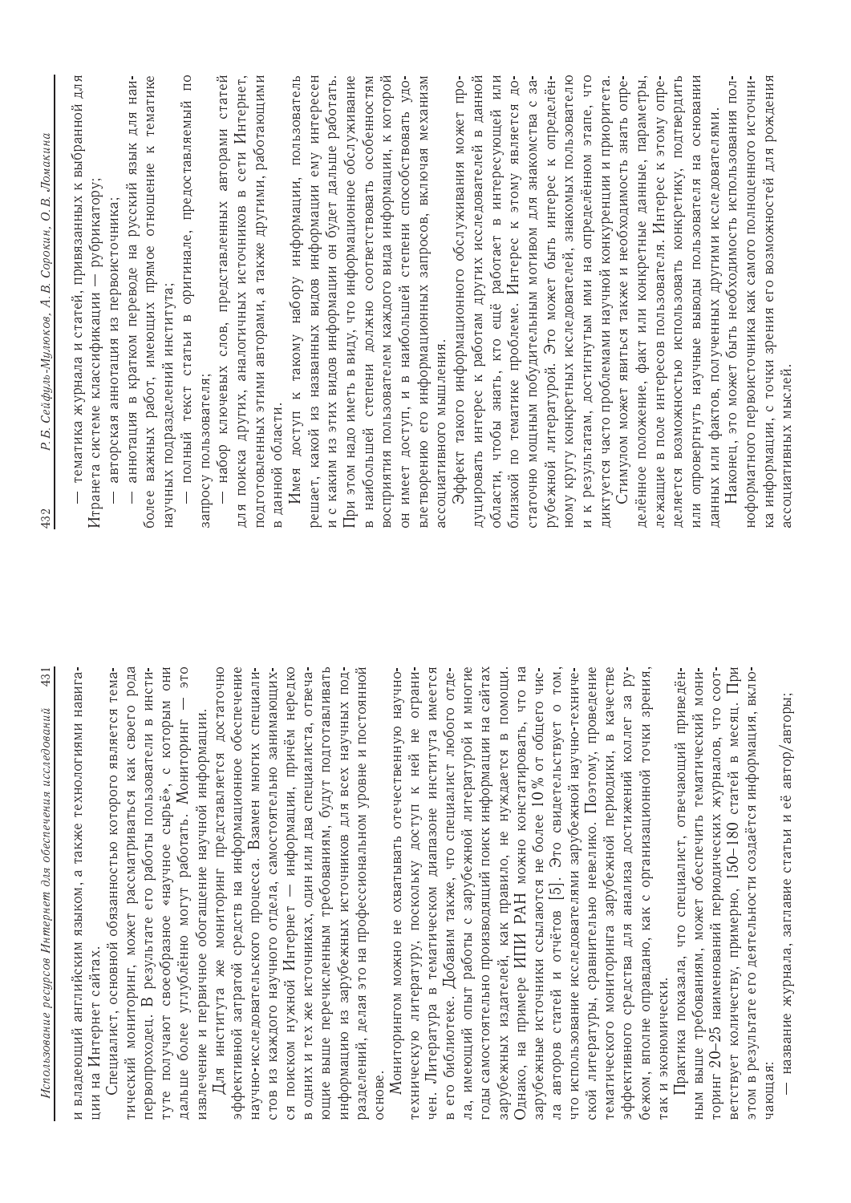и владеющий английским языком, а также технологиями навигации на Интернет сайтах.

Специалист, основной обязанностью которого является тематический мониторинг, может рассматриваться как своего рода первопроходец. В результате его работы пользователи в институте получают своеобразное «научное сырьё», с которым они дальше более углублённо могут работать. Мониторинг — это извлечение и первичное обогащение научной информации.

Для института же мониторинг представляется достаточно эффективной затратой средств на информационное обеспечение научно-исследовательского процесса. Взамен многих специалистов из каждого научного отдела, самостоятельно занимающихся поиском нужной Интернет — информации, причём нередко в одних и тех же источниках, один или два специалиста, отвечающие выше перечисленным требованиям, будут подготавливать информацию из зарубежных источников для всех научных подразделений, делая это на профессиональном уровне и постоянной основе.

Мониторингом можно не охватывать отечественную научно-техническую литературу, поскольку доступ к ней не ограничен. Литература в тематическом диапазоне института имеется в его библиотеке. Добавим также, что специалист любого отдела, имеющий опыт работы с зарубежной литературой и многие годы самостоятельно производящий поиск информации на сайтах зарубежных издателей, как правило, не нуждается в помощи. Однако, на примере ИПИ РАН можно констатировать, что на зарубежные источники ссылаются не более 10 % от общего числа авторов статей и отчётов [5]. Это свидетельствует о том, что использование исследователями зарубежной научно-технической литературы, сравнительно невелико. Поэтому, проведение тематического мониторинга зарубежной периодики, в качестве эффективного средства для анализа достижений коллег за рубежом, вполне оправдано, как с организационной точки зрения, так и экономически.

Практика показала, что специалист, отвечающий приведённым выше требованиям, может обеспечить тематический мониторинг 20–25 наименований периодических журналов, что соответствует количеству, примерно, 150–180 статей в месяц. При этом в результате его деятельности создаётся информация, включающая:

— название журнала, заглавие статьи и её автор/авторы;

— тематика журнала и статей, привязанных к выбранной для Итранета системе классификации — рубрикатору;

— авторская аннотация из первоисточника;

— аннотация в кратком переводе на русский язык для наиболее важных работ, имеющих прямое отношение к тематике научных подразделений института;

— полный текст статьи в оригинале, предоставляемый по запросу пользователя;

— набор ключевых слов, представленных авторами статей для поиска других, аналогичных источников в сети Интернет, подготовленных этими авторами, а также другими, работающими в данной области.

Имея доступ к такому набору информации, пользователь решает, какой из названных видов информации ему интересен и с каким из этих видов информации он будет дальше работать. При этом надо иметь в виду, что информационное обслуживание в наибольшей степени должно соответствовать особенностям восприятия пользователем каждого вида информации, к которой он имеет доступ, и в наибольшей степени способствовать удовлетворению его информационных запросов, включая механизм ассоциативного мышления.

Эффект такого информационного обслуживания может продуцировать интерес к работам других исследователей в данной области, чтобы знать, кто ещё работает в интересующей или близкой по тематике проблеме. Интерес к этому является достаточно мощным побудительным мотивом для знакомства с зарубежной литературой. Это может быть интерес к определённому кругу конкретных исследователей, знакомых пользователю и к результатам, достигнутым ими на определённом этапе, что диктуется часто проблемами научной конкуренции и приоритета.

Стимулом может явиться также и необходимость знать определённое положение, факт или конкретные данные, параметры, лежащие в поле интересов пользователя. Интерес к этому определяется возможностью использовать конкретику, подтвердить или опровергнуть научные выводы пользователя на основании данных или фактов, полученных другими исследователями.

Наконец, это может быть необходимость использования полноформатного первоисточника как самого полноценного источника информации, с точки зрения его возможностей для рождения ассоциативных мыслей.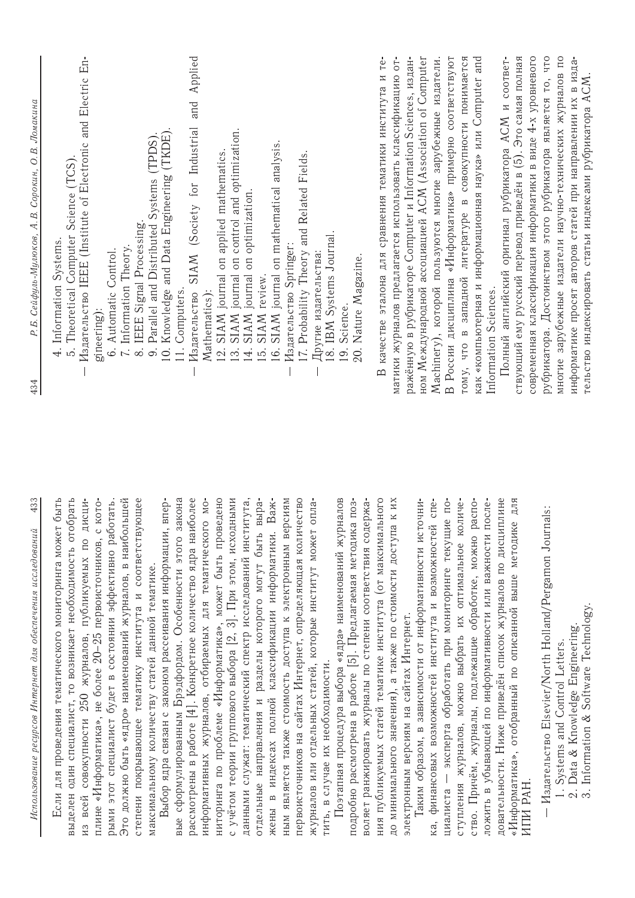Если для проведения тематического мониторинга может быть выделен один специалист, то возникает необходимость отобрать из всей совокупности 250 журналов, публикуемых по дисциплине «Информатика», не более 20–25 первоисточников, с которыми этот специалист будет в состоянии эффективно работать. Это должно быть «ядро» наименований журналов, в наибольшей степени покрывающее тематику института и соответствующее максимальному количеству статей данной тематике.

Выбор ядра связан с законом рассеивания информации, впервые сформулированным Брэдфордом. Особенности этого закона рассмотрены в работе [4]. Конкретное количество ядра наиболее информативных журналов, отбираемых для тематического мониторинга по проблеме «Информатика», может быть проведено с учётом теории группового выбора [2, 3]. При этом, исходными данными служат: тематический спектр исследований института, отдельные направления и разделы которого могут быть выражены в индексах полной классификации информатики. Важным является также стоимость доступа к электронным версиям первоисточников на сайтах Интернет, определяющая количество журналов или отдельных статей, которые институт может оплатить, в случае их необходимости.

Поэтапная процедура выбора «ядра» наименований журналов подробно рассмотрена в работе [5]. Предлагаемая методика позволяет ранжировать журналы по степени соответствия содержания публикуемых статей тематике института (от максимального до минимального значения), а также по стоимости доступа к их электронным версиям на сайтах Интернет.

Таким образом, в зависимости от информативности источника, финансовых возможностей института и возможностей специалиста — эксперта обработать при мониторинге текущие поступления журналов, можно выбрать их оптимальное количество. Причём, журналы, подлежащие обработке, можно расположить в убывающей по информативности или важности последовательности. Ниже приведён список журналов по дисциплине «Информатика», отобранный по описанной выше методике для ИПИ РАН.

— Издательство Elsevier/North Holland/Pergamon Journals:
  1. Systems and Control Letters.
  2. Data & Knowledge Engineering.
  3. Information & Software Technology.
  4. Information Systems.
  5. Theoretical Computer Science (TCS).

— Издательство IEEE (Institute of Electronic and Electric Engineering):
  6. Automatic Control.
  7. Information Theory.
  8. IEEE Signal Processing.
  9. Parallel and Distributed Systems (TPDS).
  10. Knowledge and Data Engineering (TKDE).
  11. Computers.

— Издательство SIAM (Society for Industrial and Applied Mathematics):
  12. SIAM journal on applied mathematics.
  13. SIAM journal on control and optimization.
  14. SIAM journal on optimization.
  15. SIAM review.
  16. SIAM journal on mathematical analysis.

— Издательство Springer:
  17. Probability Theory and Related Fields.

— Другие издательства:
  18. IBM Systems Journal.
  19. Science.
  20. Nature Magazine.

В качестве эталона для сравнения тематики института и тематики журналов предлагается использовать классификацию отражённую в рубрикаторе Computer и Information Sciences, изданном Международной ассоциацией ACM (Association of Computer Machinery), которой пользуются многие зарубежные издатели. В России дисциплина «Информатика» примерно соответствуют тому, что в западной литературе в совокупности понимается как «компьютерная и информационная наука» или Computer and Information Sciences.

Полный английский оригинал рубрикатора ACM и соответствующий ему русский перевод приведён в (5). Это самая полная современная классификация информатики в виде 4-х уровневого рубрикатора. Достоинством этого рубрикатора является то, что многие зарубежные издатели научно-технических журналов по информатике просят авторов статей при направлении их в издательство индексировать статьи индексами рубрикатора ACM.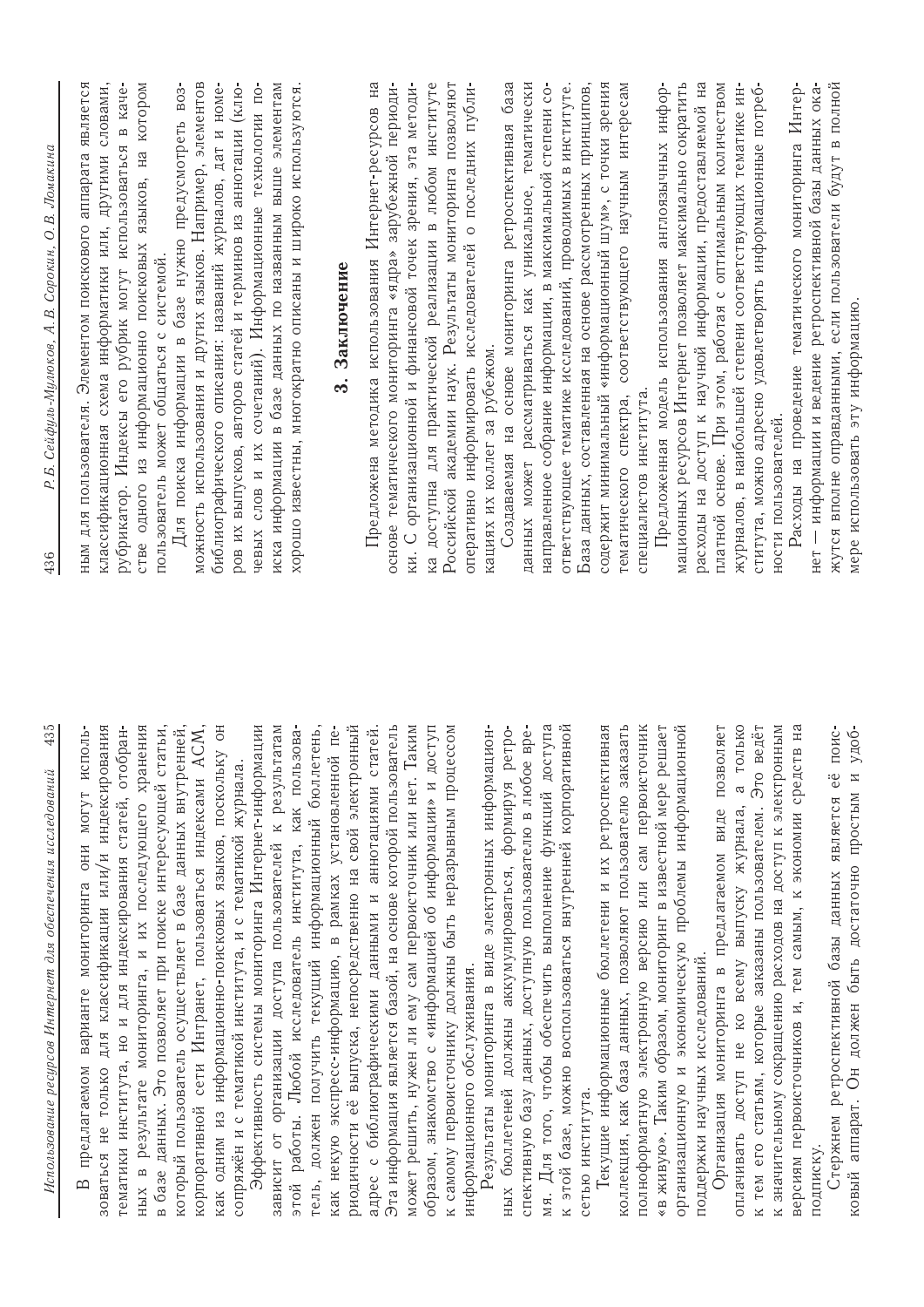В предлагаемом варианте мониторинга они могут использоваться не только для классификации или/и индексирования тематики института, но и для индексирования статей, отобранных в результате мониторинга, и их последующего хранения в базе данных. Это позволяет при поиске интересующей статьи, который пользователь осуществляет в базе данных внутренней, корпоративной сети Интранет, пользоваться индексами ACM, как одним из информационно-поисковых языков, поскольку он сопряжён и с тематикой института, и с тематикой журнала.

Эффективность системы мониторинга Интернет-информации зависит от организации доступа пользователей к результатам этой работы. Любой исследователь института, как пользователь, должен получить текущий информационный бюллетень, как некую экспресс-информацию, в рамках установленной периодичности её выпуска, непосредственно на свой электронный адрес с библиографическими данными и аннотациями статей. Эта информация является базой, на основе которой пользователь может решить, нужен ли ему сам первоисточник или нет. Таким образом, знакомство с «информацией об информации» и доступ к самому первоисточнику должны быть неразрывным процессом информационного обслуживания.

Результаты мониторинга в виде электронных информационных бюллетеней должны аккумулироваться, формируя ретроспективную базу данных, доступную пользователю в любое время. Для того, чтобы обеспечить выполнение функций доступа к этой базе, можно воспользоваться внутренней корпоративной сетью института.

Текущие информационные бюллетени и их ретроспективная коллекция, как база данных, позволяют пользователю заказать полноформатную электронную версию или сам первоисточник «в живую». Таким образом, мониторинг в известной мере решает организационную и экономическую проблемы информационной поддержки научных исследований.

Организация мониторинга в предлагаемом виде позволяет оплачивать доступ не ко всему выпуску журнала, а только к тем его статьям, которые заказаны пользователем. Это ведёт к значительному сокращению расходов на доступ к электронным версиям первоисточников и, тем самым, к экономии средств на подписку.

Стержнем ретроспективной базы данных является её поисковый аппарат. Он должен быть достаточно простым и удобным для пользователя. Элементом поискового аппарата является классификационная схема информатики или, другими словами, рубрикатор. Индексы его рубрик могут использоваться в качестве одного из информационно-поисковых языков, на котором пользователь может общаться с системой.

Для поиска информации в базе нужно предусмотреть возможность использования и других языков. Например, элементов библиографического описания: названий журналов, дат и номеров их выпусков, авторов статей и терминов из аннотации (ключевых слов и их сочетаний). Информационные технологии поиска информации в базе данных по названным выше элементам хорошо известны, многократно описаны и широко используются.

## 3. Заключение

Предложена методика использования Интернет-ресурсов на основе тематического мониторинга «ядра» зарубежной периодики. С организационной и финансовой точек зрения, эта методика доступна для практической реализации в любом институте Российской академии наук. Результаты мониторинга позволяют оперативно информировать исследователей о последних публикациях их коллег за рубежом.

Создаваемая на основе мониторинга ретроспективная база данных может рассматриваться как уникальное, тематически направленное собрание информации, в максимальной степени соответствующее тематике исследований, проводимых в институте. База данных, составленная на основе рассмотренных принципов, содержит минимальный «информационный шум», с точки зрения тематического спектра, соответствующего научным интересам специалистов института.

Предложенная модель использования англоязычных информационных ресурсов Интернет позволяет максимально сократить расходы на доступ к научной информации, предоставляемой на платной основе. При этом, работая с оптимальным количеством журналов, в наибольшей степени соответствующих тематике института, можно адресно удовлетворять информационные потребности пользователей.

Расходы на проведение тематического мониторинга Интернет — информации и ведение ретроспективной базы данных окажутся вполне оправданными, если пользователи будут в полной мере использовать эту информацию.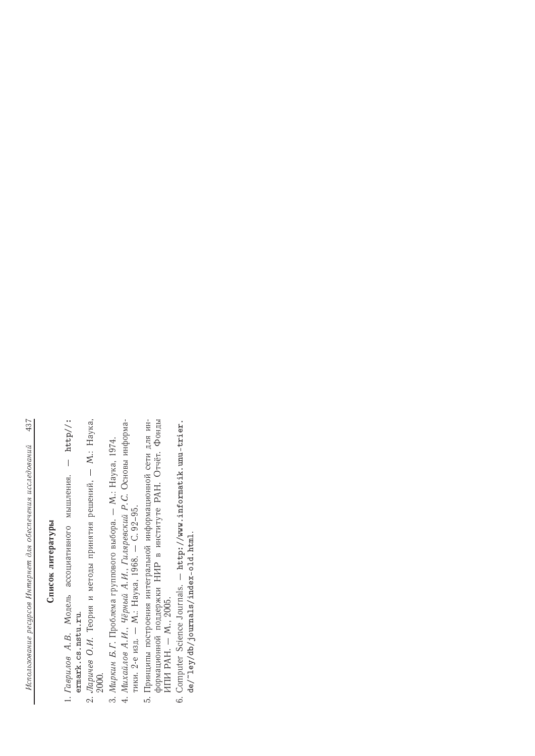## Список литературы

1. *Гаврилов А.В.* Модель ассоциативного мышления. — http://: ermark.cs.nstu.ru.
2. *Ларичев О.И.* Теория и методы принятия решений, — М.: Наука, 2000.
3. *Миркин Б.Г.* Проблема группового выбора. — М.: Наука, 1974.
4. *Михайлов А.И., Чёрный А.И., Гиляревский Р.С.* Основы информатики. 2-е изд. — М.: Наука, 1968. — С. 92–95.
5. Принципы построения интегральной информационной сети для информационной поддержки НИР в институте РАН. Отчёт. Фонды ИПИ РАН. — М., 2005.
6. Computer Science Journals. — http://www.informatik.uni-trier.de/~ley/db/journals/index-old.html.